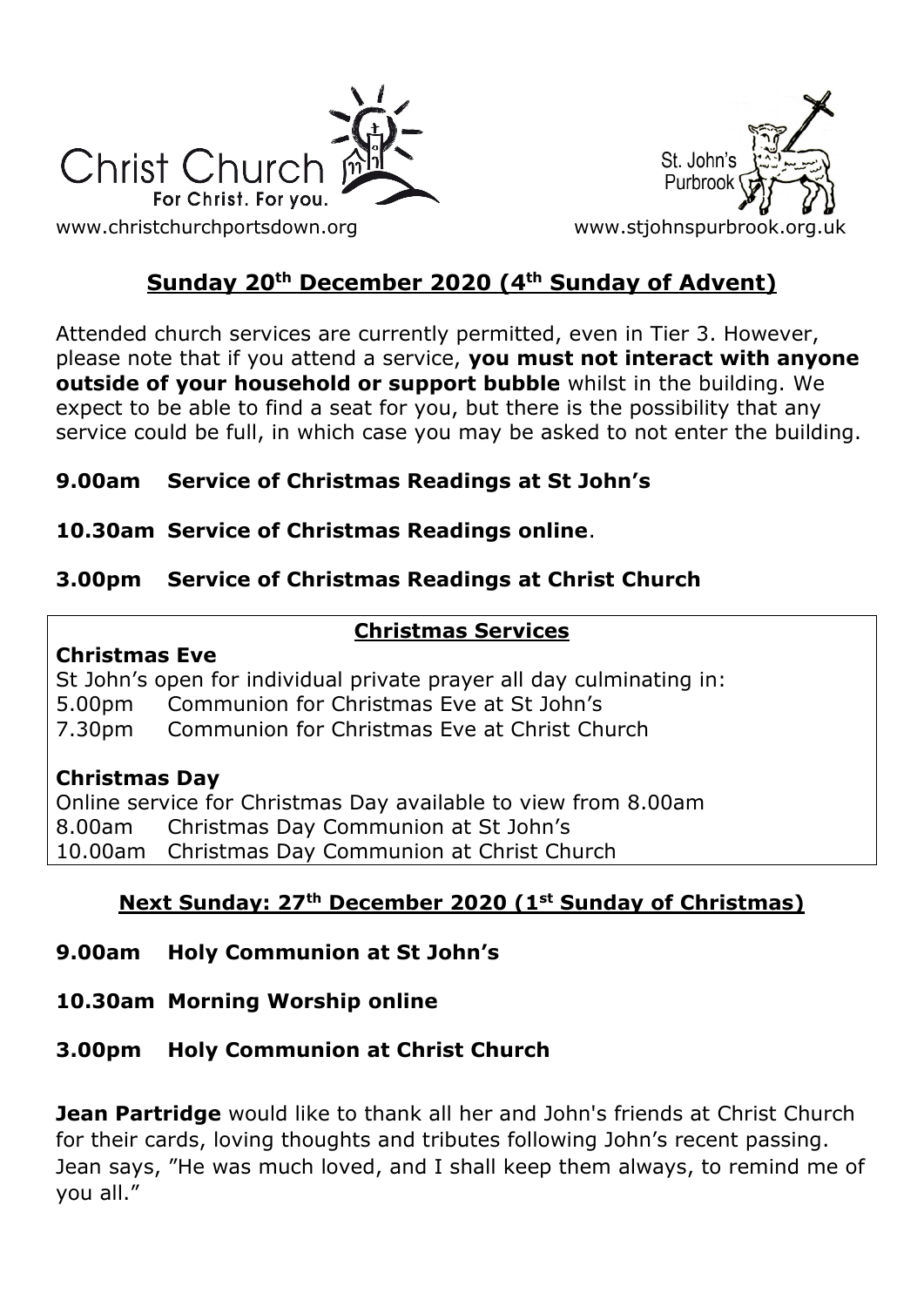Christ Church
For Christ. For you.
www.christchurchportsdown.org

St. John's Purbrook
www.stjohnspurbrook.org.uk

## Sunday 20th December 2020 (4th Sunday of Advent)

Attended church services are currently permitted, even in Tier 3. However, please note that if you attend a service, **you must not interact with anyone outside of your household or support bubble** whilst in the building. We expect to be able to find a seat for you, but there is the possibility that any service could be full, in which case you may be asked to not enter the building.

**9.00am Service of Christmas Readings at St John's**

**10.30am Service of Christmas Readings online**.

**3.00pm Service of Christmas Readings at Christ Church**

### Christmas Services

**Christmas Eve**

St John's open for individual private prayer all day culminating in:
5.00pm Communion for Christmas Eve at St John's
7.30pm Communion for Christmas Eve at Christ Church

**Christmas Day**

Online service for Christmas Day available to view from 8.00am
8.00am Christmas Day Communion at St John's
10.00am Christmas Day Communion at Christ Church

## Next Sunday: 27th December 2020 (1st Sunday of Christmas)

**9.00am Holy Communion at St John's**

**10.30am Morning Worship online**

**3.00pm Holy Communion at Christ Church**

**Jean Partridge** would like to thank all her and John's friends at Christ Church for their cards, loving thoughts and tributes following John's recent passing. Jean says, "He was much loved, and I shall keep them always, to remind me of you all."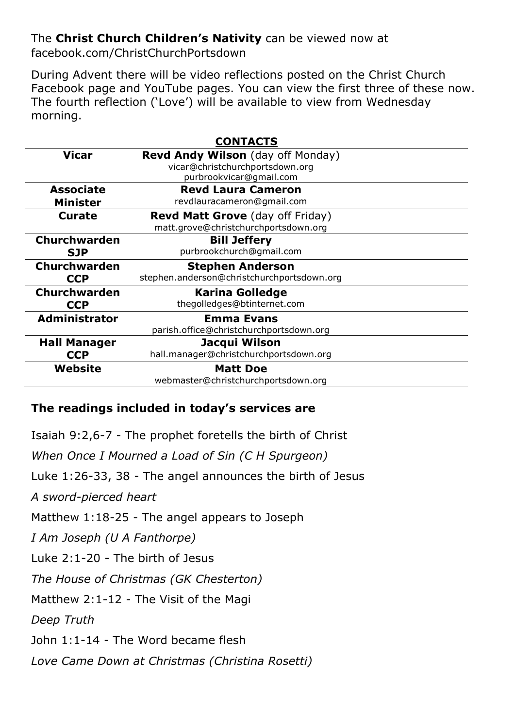The **Christ Church Children's Nativity** can be viewed now at facebook.com/ChristChurchPortsdown

During Advent there will be video reflections posted on the Christ Church Facebook page and YouTube pages. You can view the first three of these now. The fourth reflection ('Love') will be available to view from Wednesday morning.

## CONTACTS

| | |
|---|---|
| **Vicar** | **Revd Andy Wilson** (day off Monday)<br>vicar@christchurchportsdown.org<br>purbrookvicar@gmail.com |
| **Associate Minister** | **Revd Laura Cameron**<br>revdlauracameron@gmail.com |
| **Curate** | **Revd Matt Grove** (day off Friday)<br>matt.grove@christchurchportsdown.org |
| **Churchwarden SJP** | **Bill Jeffery**<br>purbrookchurch@gmail.com |
| **Churchwarden CCP** | **Stephen Anderson**<br>stephen.anderson@christchurchportsdown.org |
| **Churchwarden CCP** | **Karina Golledge**<br>thegolledges@btinternet.com |
| **Administrator** | **Emma Evans**<br>parish.office@christchurchportsdown.org |
| **Hall Manager CCP** | **Jacqui Wilson**<br>hall.manager@christchurchportsdown.org |
| **Website** | **Matt Doe**<br>webmaster@christchurchportsdown.org |

### The readings included in today's services are

Isaiah 9:2,6-7 - The prophet foretells the birth of Christ

*When Once I Mourned a Load of Sin (C H Spurgeon)*

Luke 1:26-33, 38 - The angel announces the birth of Jesus

*A sword-pierced heart*

Matthew 1:18-25 - The angel appears to Joseph

*I Am Joseph (U A Fanthorpe)*

Luke 2:1-20 - The birth of Jesus

*The House of Christmas (GK Chesterton)*

Matthew 2:1-12 - The Visit of the Magi

*Deep Truth*

John 1:1-14 - The Word became flesh

*Love Came Down at Christmas (Christina Rosetti)*